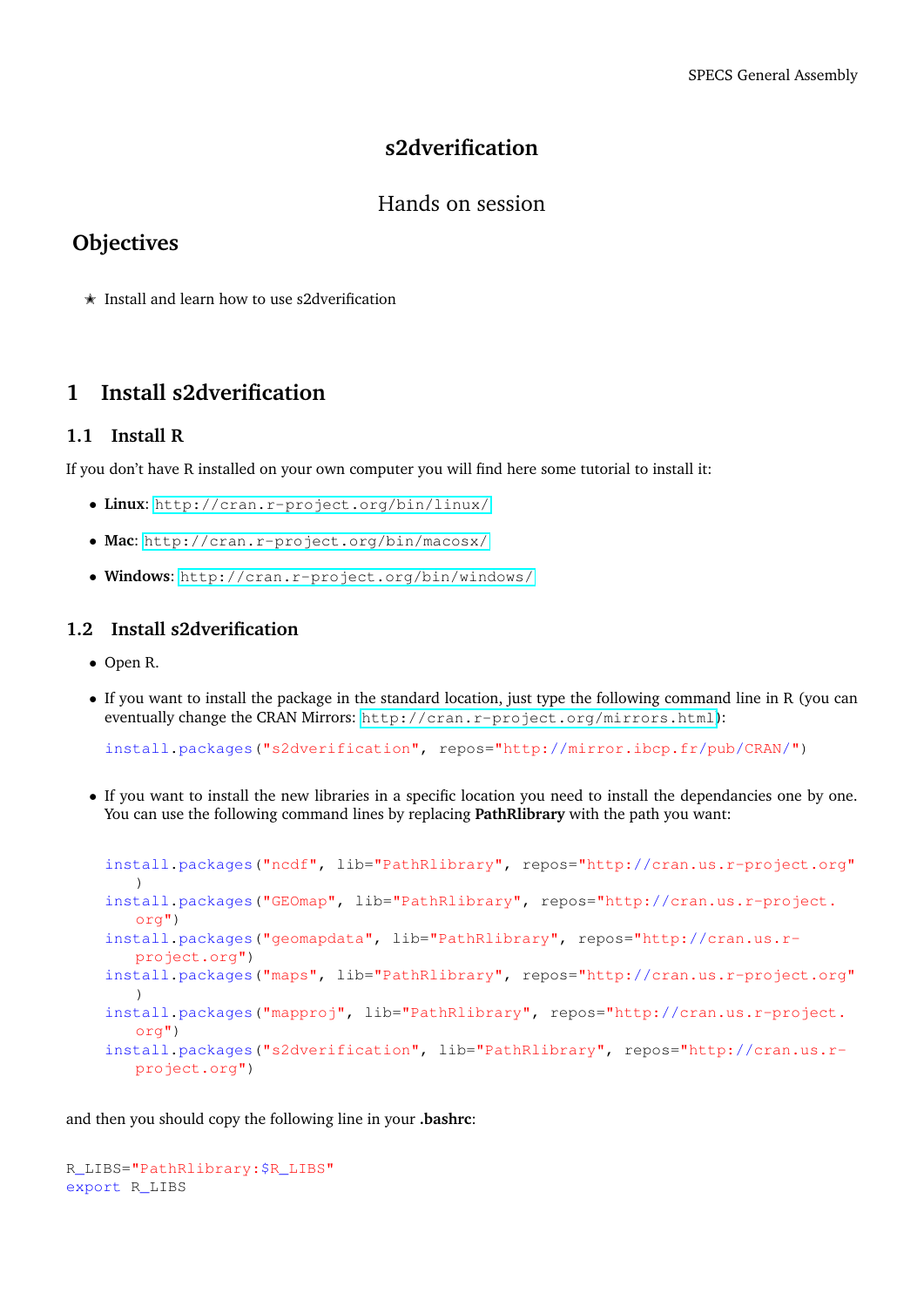# s2dverification

Hands on session

## Objectives

- ✭ Install and learn how to use s2dverification

## 1 Install s2dverification

### 1.1 Install R

If you don't have R installed on your own computer you will find here some tutorial to install it:

- **Linux**: http://cran.r-project.org/bin/linux/
- **Mac**: http://cran.r-project.org/bin/macosx/
- **Windows**: http://cran.r-project.org/bin/windows/

### 1.2 Install s2dverification

- Open R.
- If you want to install the package in the standard location, just type the following command line in R (you can eventually change the CRAN Mirrors: http://cran.r-project.org/mirrors.html):

```
install.packages("s2dverification", repos="http://mirror.ibcp.fr/pub/CRAN/")
```

- If you want to install the new libraries in a specific location you need to install the dependancies one by one. You can use the following command lines by replacing **PathRlibrary** with the path you want:

```
install.packages("ncdf", lib="PathRlibrary", repos="http://cran.us.r-project.org")
install.packages("GEOmap", lib="PathRlibrary", repos="http://cran.us.r-project.org")
install.packages("geomapdata", lib="PathRlibrary", repos="http://cran.us.r-project.org")
install.packages("maps", lib="PathRlibrary", repos="http://cran.us.r-project.org")
install.packages("mapproj", lib="PathRlibrary", repos="http://cran.us.r-project.org")
install.packages("s2dverification", lib="PathRlibrary", repos="http://cran.us.r-project.org")
```

and then you should copy the following line in your **.bashrc**:

```
R_LIBS="PathRlibrary:$R_LIBS"
export R_LIBS
```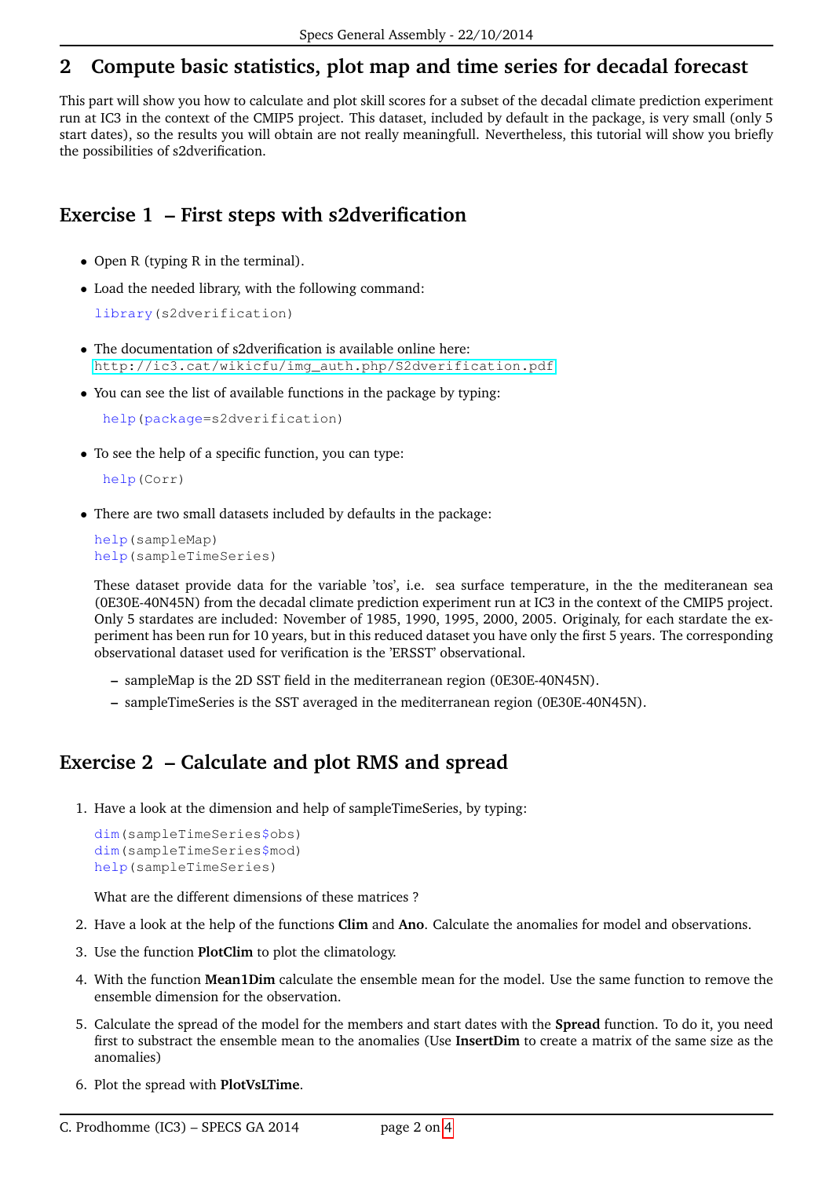## 2 Compute basic statistics, plot map and time series for decadal forecast

This part will show you how to calculate and plot skill scores for a subset of the decadal climate prediction experiment run at IC3 in the context of the CMIP5 project. This dataset, included by default in the package, is very small (only 5 start dates), so the results you will obtain are not really meaningfull. Nevertheless, this tutorial will show you briefly the possibilities of s2dverification.

### Exercise 1 – First steps with s2dverification

- Open R (typing R in the terminal).
- Load the needed library, with the following command:

  ```
  library(s2dverification)
  ```

- The documentation of s2dverification is available online here:
  http://ic3.cat/wikicfu/img_auth.php/S2dverification.pdf
- You can see the list of available functions in the package by typing:

  ```
  help(package=s2dverification)
  ```

- To see the help of a specific function, you can type:

  ```
  help(Corr)
  ```

- There are two small datasets included by defaults in the package:

  ```
  help(sampleMap)
  help(sampleTimeSeries)
  ```

  These dataset provide data for the variable 'tos', i.e. sea surface temperature, in the the mediteranean sea (0E30E-40N45N) from the decadal climate prediction experiment run at IC3 in the context of the CMIP5 project. Only 5 stardates are included: November of 1985, 1990, 1995, 2000, 2005. Originaly, for each stardate the experiment has been run for 10 years, but in this reduced dataset you have only the first 5 years. The corresponding observational dataset used for verification is the 'ERSST' observational.

  - sampleMap is the 2D SST field in the mediterranean region (0E30E-40N45N).
  - sampleTimeSeries is the SST averaged in the mediterranean region (0E30E-40N45N).

### Exercise 2 – Calculate and plot RMS and spread

1. Have a look at the dimension and help of sampleTimeSeries, by typing:

   ```
   dim(sampleTimeSeries$obs)
   dim(sampleTimeSeries$mod)
   help(sampleTimeSeries)
   ```

   What are the different dimensions of these matrices ?

2. Have a look at the help of the functions **Clim** and **Ano**. Calculate the anomalies for model and observations.
3. Use the function **PlotClim** to plot the climatology.
4. With the function **Mean1Dim** calculate the ensemble mean for the model. Use the same function to remove the ensemble dimension for the observation.
5. Calculate the spread of the model for the members and start dates with the **Spread** function. To do it, you need first to substract the ensemble mean to the anomalies (Use **InsertDim** to create a matrix of the same size as the anomalies)
6. Plot the spread with **PlotVsLTime**.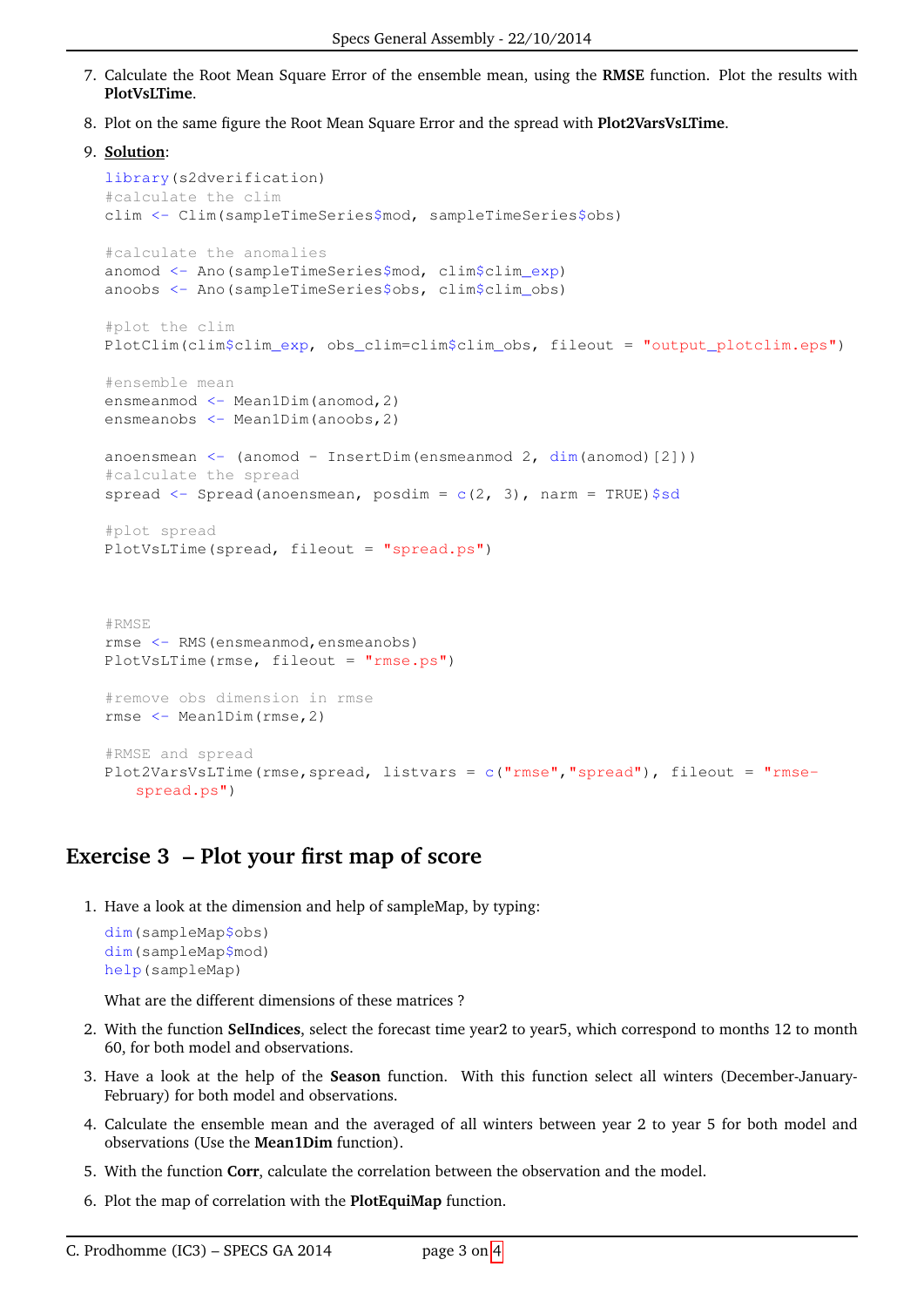7. Calculate the Root Mean Square Error of the ensemble mean, using the **RMSE** function. Plot the results with **PlotVsLTime**.

8. Plot on the same figure the Root Mean Square Error and the spread with **Plot2VarsVsLTime**.

9. **Solution**:

```
library(s2dverification)
#calculate the clim
clim <- Clim(sampleTimeSeries$mod, sampleTimeSeries$obs)

#calculate the anomalies
anomod <- Ano(sampleTimeSeries$mod, clim$clim_exp)
anoobs <- Ano(sampleTimeSeries$obs, clim$clim_obs)

#plot the clim
PlotClim(clim$clim_exp, obs_clim=clim$clim_obs, fileout = "output_plotclim.eps")

#ensemble mean
ensmeanmod <- Mean1Dim(anomod,2)
ensmeanobs <- Mean1Dim(anoobs,2)

anoensmean <- (anomod - InsertDim(ensmeanmod 2, dim(anomod)[2]))
#calculate the spread
spread <- Spread(anoensmean, posdim = c(2, 3), narm = TRUE)$sd

#plot spread
PlotVsLTime(spread, fileout = "spread.ps")



#RMSE
rmse <- RMS(ensmeanmod,ensmeanobs)
PlotVsLTime(rmse, fileout = "rmse.ps")

#remove obs dimension in rmse
rmse <- Mean1Dim(rmse,2)

#RMSE and spread
Plot2VarsVsLTime(rmse,spread, listvars = c("rmse","spread"), fileout = "rmse-
   spread.ps")
```

## Exercise 3 – Plot your first map of score

1. Have a look at the dimension and help of sampleMap, by typing:

   ```
   dim(sampleMap$obs)
   dim(sampleMap$mod)
   help(sampleMap)
   ```

   What are the different dimensions of these matrices ?

2. With the function **SelIndices**, select the forecast time year2 to year5, which correspond to months 12 to month 60, for both model and observations.

3. Have a look at the help of the **Season** function. With this function select all winters (December-January-February) for both model and observations.

4. Calculate the ensemble mean and the averaged of all winters between year 2 to year 5 for both model and observations (Use the **Mean1Dim** function).

5. With the function **Corr**, calculate the correlation between the observation and the model.

6. Plot the map of correlation with the **PlotEquiMap** function.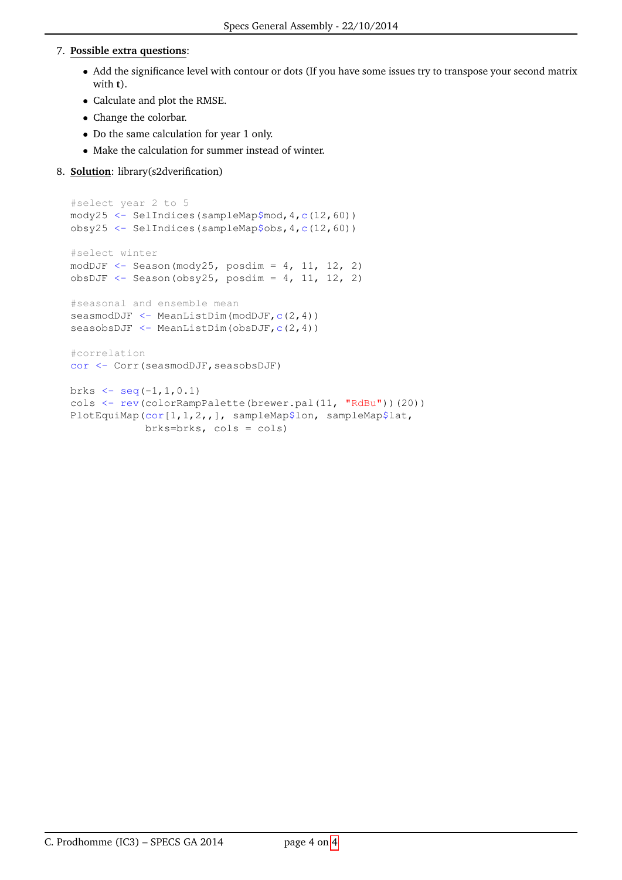7. **Possible extra questions**:
   - Add the significance level with contour or dots (If you have some issues try to transpose your second matrix with **t**).
   - Calculate and plot the RMSE.
   - Change the colorbar.
   - Do the same calculation for year 1 only.
   - Make the calculation for summer instead of winter.

8. **Solution**: library(s2dverification)

```
#select year 2 to 5
mody25 <- SelIndices(sampleMap$mod,4,c(12,60))
obsy25 <- SelIndices(sampleMap$obs,4,c(12,60))

#select winter
modDJF <- Season(mody25, posdim = 4, 11, 12, 2)
obsDJF <- Season(obsy25, posdim = 4, 11, 12, 2)

#seasonal and ensemble mean
seasmodDJF <- MeanListDim(modDJF,c(2,4))
seasobsDJF <- MeanListDim(obsDJF,c(2,4))

#correlation
cor <- Corr(seasmodDJF,seasobsDJF)

brks <- seq(-1,1,0.1)
cols <- rev(colorRampPalette(brewer.pal(11, "RdBu"))(20))
PlotEquiMap(cor[1,1,2,,], sampleMap$lon, sampleMap$lat,
            brks=brks, cols = cols)
```